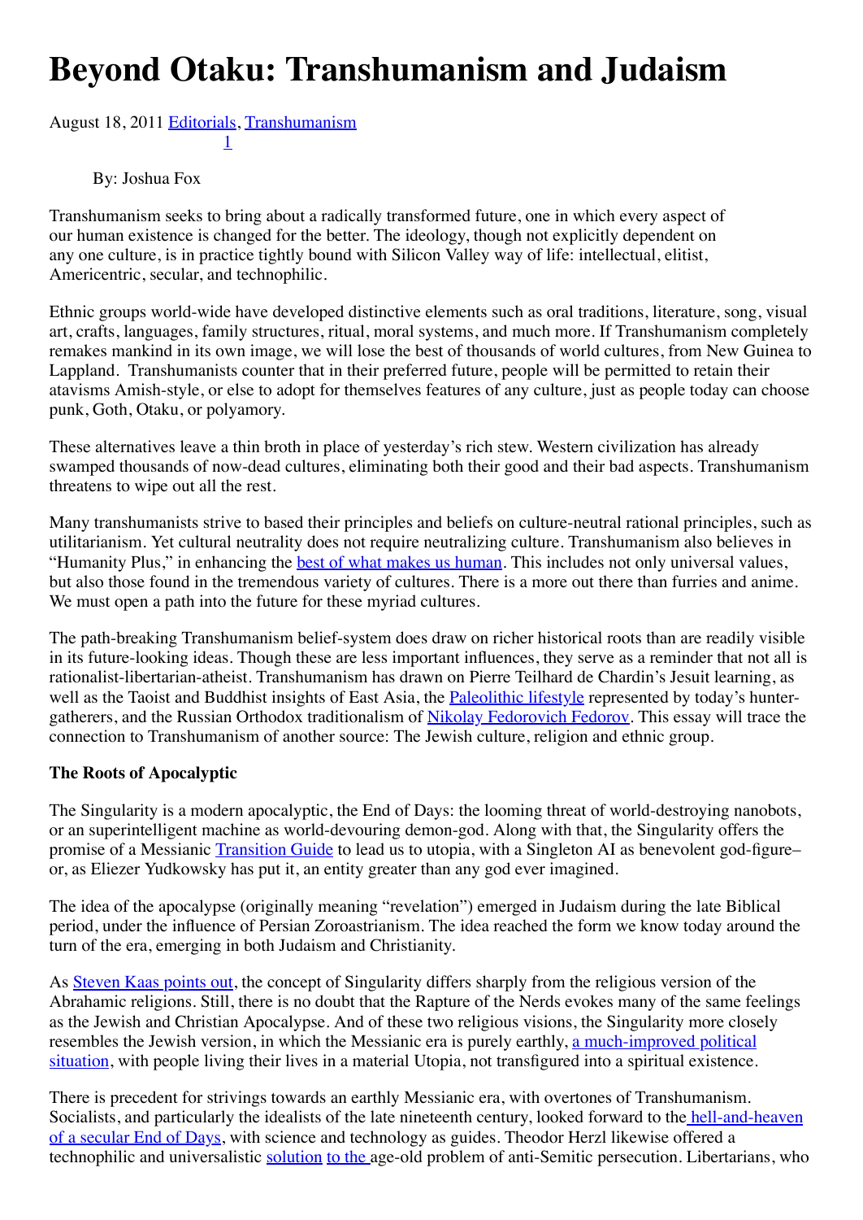# Beyond Otaku: Transhumanism and Judaism

August 18, 2011 Editorials, Transhumanism
1

By: Joshua Fox

Transhumanism seeks to bring about a radically transformed future, one in which every aspect of our human existence is changed for the better. The ideology, though not explicitly dependent on any one culture, is in practice tightly bound with Silicon Valley way of life: intellectual, elitist, Americentric, secular, and technophilic.

Ethnic groups world-wide have developed distinctive elements such as oral traditions, literature, song, visual art, crafts, languages, family structures, ritual, moral systems, and much more. If Transhumanism completely remakes mankind in its own image, we will lose the best of thousands of world cultures, from New Guinea to Lappland. Transhumanists counter that in their preferred future, people will be permitted to retain their atavisms Amish-style, or else to adopt for themselves features of any culture, just as people today can choose punk, Goth, Otaku, or polyamory.

These alternatives leave a thin broth in place of yesterday's rich stew. Western civilization has already swamped thousands of now-dead cultures, eliminating both their good and their bad aspects. Transhumanism threatens to wipe out all the rest.

Many transhumanists strive to based their principles and beliefs on culture-neutral rational principles, such as utilitarianism. Yet cultural neutrality does not require neutralizing culture. Transhumanism also believes in "Humanity Plus," in enhancing the best of what makes us human. This includes not only universal values, but also those found in the tremendous variety of cultures. There is a more out there than furries and anime. We must open a path into the future for these myriad cultures.

The path-breaking Transhumanism belief-system does draw on richer historical roots than are readily visible in its future-looking ideas. Though these are less important influences, they serve as a reminder that not all is rationalist-libertarian-atheist. Transhumanism has drawn on Pierre Teilhard de Chardin's Jesuit learning, as well as the Taoist and Buddhist insights of East Asia, the Paleolithic lifestyle represented by today's hunter-gatherers, and the Russian Orthodox traditionalism of Nikolay Fedorovich Fedorov. This essay will trace the connection to Transhumanism of another source: The Jewish culture, religion and ethnic group.

**The Roots of Apocalyptic**

The Singularity is a modern apocalyptic, the End of Days: the looming threat of world-destroying nanobots, or an superintelligent machine as world-devouring demon-god. Along with that, the Singularity offers the promise of a Messianic Transition Guide to lead us to utopia, with a Singleton AI as benevolent god-figure– or, as Eliezer Yudkowsky has put it, an entity greater than any god ever imagined.

The idea of the apocalypse (originally meaning "revelation") emerged in Judaism during the late Biblical period, under the influence of Persian Zoroastrianism. The idea reached the form we know today around the turn of the era, emerging in both Judaism and Christianity.

As Steven Kaas points out, the concept of Singularity differs sharply from the religious version of the Abrahamic religions. Still, there is no doubt that the Rapture of the Nerds evokes many of the same feelings as the Jewish and Christian Apocalypse. And of these two religious visions, the Singularity more closely resembles the Jewish version, in which the Messianic era is purely earthly, a much-improved political situation, with people living their lives in a material Utopia, not transfigured into a spiritual existence.

There is precedent for strivings towards an earthly Messianic era, with overtones of Transhumanism. Socialists, and particularly the idealists of the late nineteenth century, looked forward to the hell-and-heaven of a secular End of Days, with science and technology as guides. Theodor Herzl likewise offered a technophilic and universalistic solution to the age-old problem of anti-Semitic persecution. Libertarians, who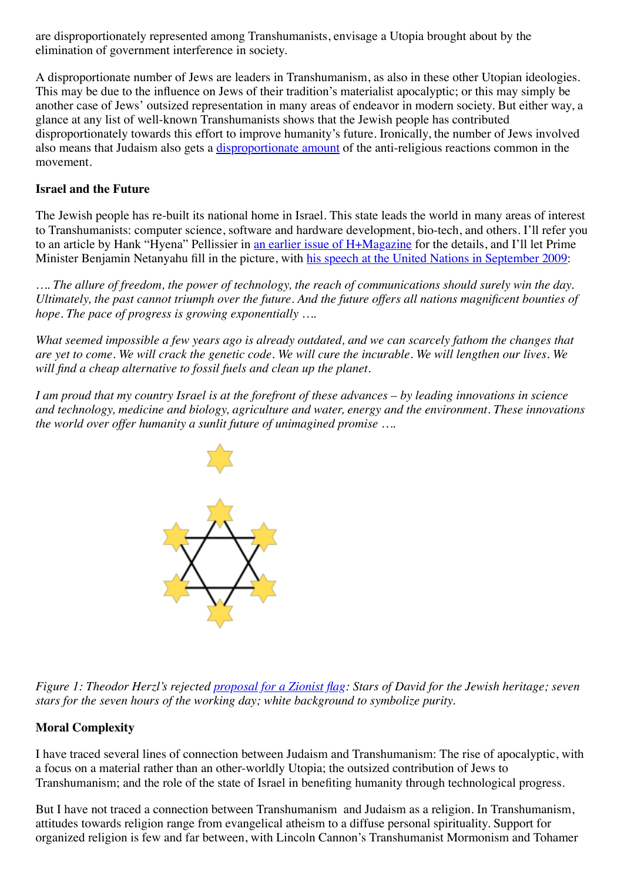are disproportionately represented among Transhumanists, envisage a Utopia brought about by the elimination of government interference in society.

A disproportionate number of Jews are leaders in Transhumanism, as also in these other Utopian ideologies. This may be due to the influence on Jews of their tradition's materialist apocalyptic; or this may simply be another case of Jews' outsized representation in many areas of endeavor in modern society. But either way, a glance at any list of well-known Transhumanists shows that the Jewish people has contributed disproportionately towards this effort to improve humanity's future. Ironically, the number of Jews involved also means that Judaism also gets a disproportionate amount of the anti-religious reactions common in the movement.

**Israel and the Future**

The Jewish people has re-built its national home in Israel. This state leads the world in many areas of interest to Transhumanists: computer science, software and hardware development, bio-tech, and others. I'll refer you to an article by Hank "Hyena" Pellissier in an earlier issue of H+Magazine for the details, and I'll let Prime Minister Benjamin Netanyahu fill in the picture, with his speech at the United Nations in September 2009:

*…. The allure of freedom, the power of technology, the reach of communications should surely win the day. Ultimately, the past cannot triumph over the future. And the future offers all nations magnificent bounties of hope. The pace of progress is growing exponentially ….*

*What seemed impossible a few years ago is already outdated, and we can scarcely fathom the changes that are yet to come. We will crack the genetic code. We will cure the incurable. We will lengthen our lives. We will find a cheap alternative to fossil fuels and clean up the planet.*

*I am proud that my country Israel is at the forefront of these advances – by leading innovations in science and technology, medicine and biology, agriculture and water, energy and the environment. These innovations the world over offer humanity a sunlit future of unimagined promise ….*

*Figure 1: Theodor Herzl's rejected proposal for a Zionist flag: Stars of David for the Jewish heritage; seven stars for the seven hours of the working day; white background to symbolize purity.*

**Moral Complexity**

I have traced several lines of connection between Judaism and Transhumanism: The rise of apocalyptic, with a focus on a material rather than an other-worldly Utopia; the outsized contribution of Jews to Transhumanism; and the role of the state of Israel in benefiting humanity through technological progress.

But I have not traced a connection between Transhumanism and Judaism as a religion. In Transhumanism, attitudes towards religion range from evangelical atheism to a diffuse personal spirituality. Support for organized religion is few and far between, with Lincoln Cannon's Transhumanist Mormonism and Tohamer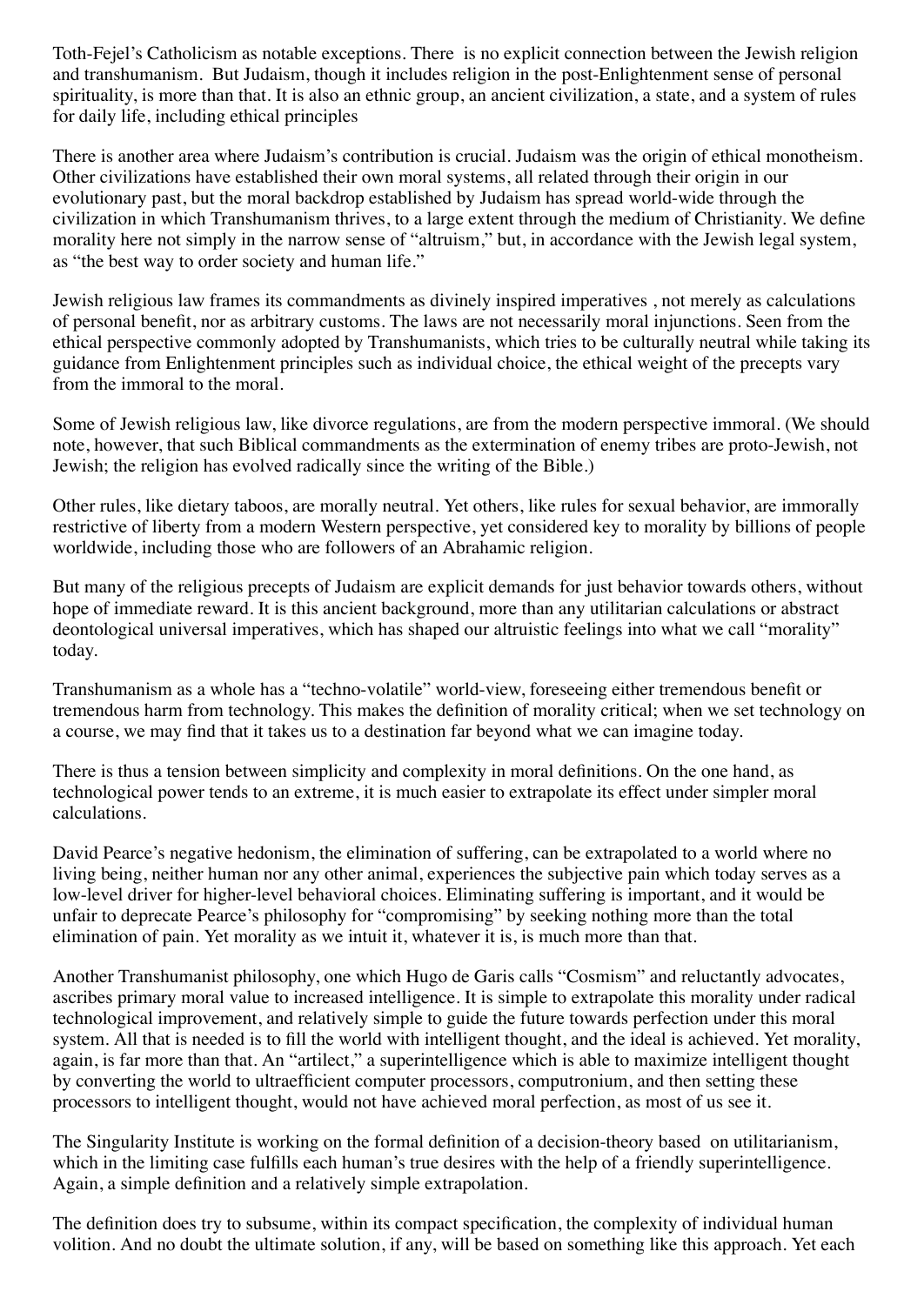Toth-Fejel's Catholicism as notable exceptions. There is no explicit connection between the Jewish religion and transhumanism. But Judaism, though it includes religion in the post-Enlightenment sense of personal spirituality, is more than that. It is also an ethnic group, an ancient civilization, a state, and a system of rules for daily life, including ethical principles

There is another area where Judaism's contribution is crucial. Judaism was the origin of ethical monotheism. Other civilizations have established their own moral systems, all related through their origin in our evolutionary past, but the moral backdrop established by Judaism has spread world-wide through the civilization in which Transhumanism thrives, to a large extent through the medium of Christianity. We define morality here not simply in the narrow sense of "altruism," but, in accordance with the Jewish legal system, as "the best way to order society and human life."

Jewish religious law frames its commandments as divinely inspired imperatives , not merely as calculations of personal benefit, nor as arbitrary customs. The laws are not necessarily moral injunctions. Seen from the ethical perspective commonly adopted by Transhumanists, which tries to be culturally neutral while taking its guidance from Enlightenment principles such as individual choice, the ethical weight of the precepts vary from the immoral to the moral.

Some of Jewish religious law, like divorce regulations, are from the modern perspective immoral. (We should note, however, that such Biblical commandments as the extermination of enemy tribes are proto-Jewish, not Jewish; the religion has evolved radically since the writing of the Bible.)

Other rules, like dietary taboos, are morally neutral. Yet others, like rules for sexual behavior, are immorally restrictive of liberty from a modern Western perspective, yet considered key to morality by billions of people worldwide, including those who are followers of an Abrahamic religion.

But many of the religious precepts of Judaism are explicit demands for just behavior towards others, without hope of immediate reward. It is this ancient background, more than any utilitarian calculations or abstract deontological universal imperatives, which has shaped our altruistic feelings into what we call "morality" today.

Transhumanism as a whole has a "techno-volatile" world-view, foreseeing either tremendous benefit or tremendous harm from technology. This makes the definition of morality critical; when we set technology on a course, we may find that it takes us to a destination far beyond what we can imagine today.

There is thus a tension between simplicity and complexity in moral definitions. On the one hand, as technological power tends to an extreme, it is much easier to extrapolate its effect under simpler moral calculations.

David Pearce's negative hedonism, the elimination of suffering, can be extrapolated to a world where no living being, neither human nor any other animal, experiences the subjective pain which today serves as a low-level driver for higher-level behavioral choices. Eliminating suffering is important, and it would be unfair to deprecate Pearce's philosophy for "compromising" by seeking nothing more than the total elimination of pain. Yet morality as we intuit it, whatever it is, is much more than that.

Another Transhumanist philosophy, one which Hugo de Garis calls "Cosmism" and reluctantly advocates, ascribes primary moral value to increased intelligence. It is simple to extrapolate this morality under radical technological improvement, and relatively simple to guide the future towards perfection under this moral system. All that is needed is to fill the world with intelligent thought, and the ideal is achieved. Yet morality, again, is far more than that. An "artilect," a superintelligence which is able to maximize intelligent thought by converting the world to ultraefficient computer processors, computronium, and then setting these processors to intelligent thought, would not have achieved moral perfection, as most of us see it.

The Singularity Institute is working on the formal definition of a decision-theory based on utilitarianism, which in the limiting case fulfills each human's true desires with the help of a friendly superintelligence. Again, a simple definition and a relatively simple extrapolation.

The definition does try to subsume, within its compact specification, the complexity of individual human volition. And no doubt the ultimate solution, if any, will be based on something like this approach. Yet each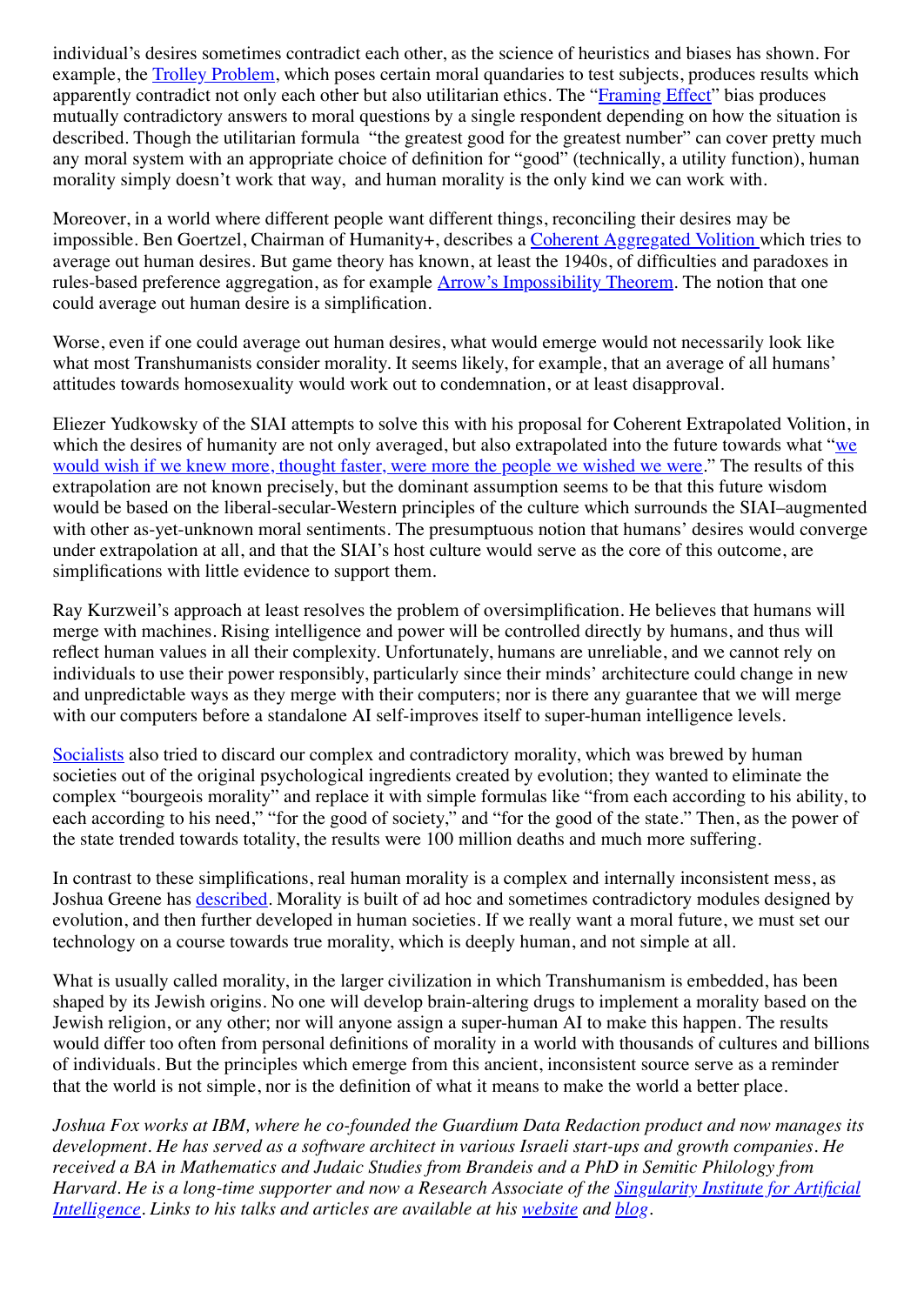individual's desires sometimes contradict each other, as the science of heuristics and biases has shown. For example, the Trolley Problem, which poses certain moral quandaries to test subjects, produces results which apparently contradict not only each other but also utilitarian ethics. The "Framing Effect" bias produces mutually contradictory answers to moral questions by a single respondent depending on how the situation is described. Though the utilitarian formula "the greatest good for the greatest number" can cover pretty much any moral system with an appropriate choice of definition for "good" (technically, a utility function), human morality simply doesn't work that way, and human morality is the only kind we can work with.

Moreover, in a world where different people want different things, reconciling their desires may be impossible. Ben Goertzel, Chairman of Humanity+, describes a Coherent Aggregated Volition which tries to average out human desires. But game theory has known, at least the 1940s, of difficulties and paradoxes in rules-based preference aggregation, as for example Arrow's Impossibility Theorem. The notion that one could average out human desire is a simplification.

Worse, even if one could average out human desires, what would emerge would not necessarily look like what most Transhumanists consider morality. It seems likely, for example, that an average of all humans' attitudes towards homosexuality would work out to condemnation, or at least disapproval.

Eliezer Yudkowsky of the SIAI attempts to solve this with his proposal for Coherent Extrapolated Volition, in which the desires of humanity are not only averaged, but also extrapolated into the future towards what "we would wish if we knew more, thought faster, were more the people we wished we were." The results of this extrapolation are not known precisely, but the dominant assumption seems to be that this future wisdom would be based on the liberal-secular-Western principles of the culture which surrounds the SIAI–augmented with other as-yet-unknown moral sentiments. The presumptuous notion that humans' desires would converge under extrapolation at all, and that the SIAI's host culture would serve as the core of this outcome, are simplifications with little evidence to support them.

Ray Kurzweil's approach at least resolves the problem of oversimplification. He believes that humans will merge with machines. Rising intelligence and power will be controlled directly by humans, and thus will reflect human values in all their complexity. Unfortunately, humans are unreliable, and we cannot rely on individuals to use their power responsibly, particularly since their minds' architecture could change in new and unpredictable ways as they merge with their computers; nor is there any guarantee that we will merge with our computers before a standalone AI self-improves itself to super-human intelligence levels.

Socialists also tried to discard our complex and contradictory morality, which was brewed by human societies out of the original psychological ingredients created by evolution; they wanted to eliminate the complex "bourgeois morality" and replace it with simple formulas like "from each according to his ability, to each according to his need," "for the good of society," and "for the good of the state." Then, as the power of the state trended towards totality, the results were 100 million deaths and much more suffering.

In contrast to these simplifications, real human morality is a complex and internally inconsistent mess, as Joshua Greene has described. Morality is built of ad hoc and sometimes contradictory modules designed by evolution, and then further developed in human societies. If we really want a moral future, we must set our technology on a course towards true morality, which is deeply human, and not simple at all.

What is usually called morality, in the larger civilization in which Transhumanism is embedded, has been shaped by its Jewish origins. No one will develop brain-altering drugs to implement a morality based on the Jewish religion, or any other; nor will anyone assign a super-human AI to make this happen. The results would differ too often from personal definitions of morality in a world with thousands of cultures and billions of individuals. But the principles which emerge from this ancient, inconsistent source serve as a reminder that the world is not simple, nor is the definition of what it means to make the world a better place.

*Joshua Fox works at IBM, where he co-founded the Guardium Data Redaction product and now manages its development. He has served as a software architect in various Israeli start-ups and growth companies. He received a BA in Mathematics and Judaic Studies from Brandeis and a PhD in Semitic Philology from Harvard. He is a long-time supporter and now a Research Associate of the Singularity Institute for Artificial Intelligence. Links to his talks and articles are available at his website and blog.*